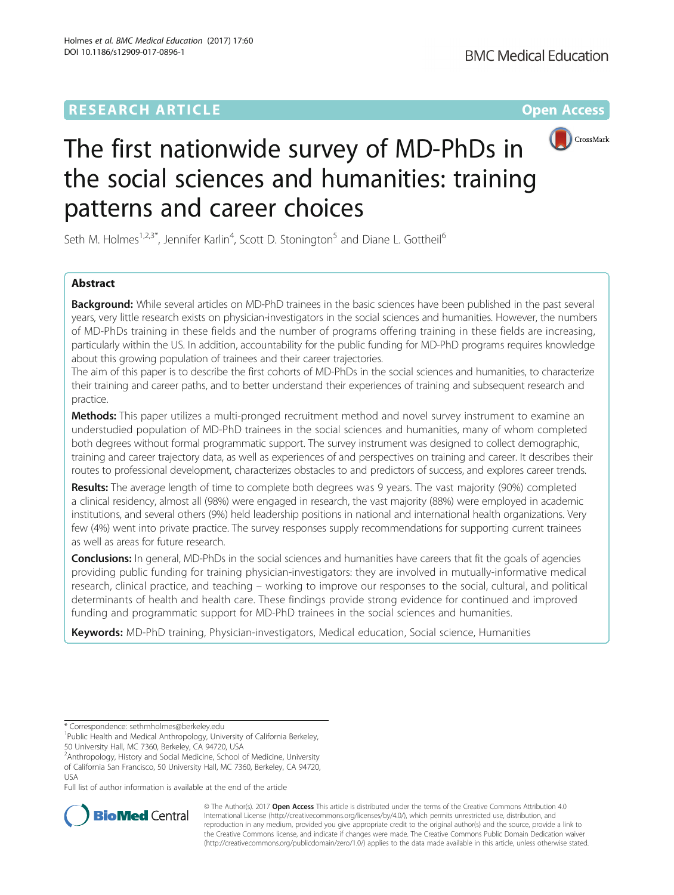RESEARCH ARTICLE

Open Access

# The first nationwide survey of MD-PhDs in the social sciences and humanities: training patterns and career choices

Seth M. Holmes[1,2,3*], Jennifer Karlin[4], Scott D. Stonington[5] and Diane L. Gottheil[6]

## Abstract

**Background:** While several articles on MD-PhD trainees in the basic sciences have been published in the past several years, very little research exists on physician-investigators in the social sciences and humanities. However, the numbers of MD-PhDs training in these fields and the number of programs offering training in these fields are increasing, particularly within the US. In addition, accountability for the public funding for MD-PhD programs requires knowledge about this growing population of trainees and their career trajectories.

The aim of this paper is to describe the first cohorts of MD-PhDs in the social sciences and humanities, to characterize their training and career paths, and to better understand their experiences of training and subsequent research and practice.

**Methods:** This paper utilizes a multi-pronged recruitment method and novel survey instrument to examine an understudied population of MD-PhD trainees in the social sciences and humanities, many of whom completed both degrees without formal programmatic support. The survey instrument was designed to collect demographic, training and career trajectory data, as well as experiences of and perspectives on training and career. It describes their routes to professional development, characterizes obstacles to and predictors of success, and explores career trends.

**Results:** The average length of time to complete both degrees was 9 years. The vast majority (90%) completed a clinical residency, almost all (98%) were engaged in research, the vast majority (88%) were employed in academic institutions, and several others (9%) held leadership positions in national and international health organizations. Very few (4%) went into private practice. The survey responses supply recommendations for supporting current trainees as well as areas for future research.

**Conclusions:** In general, MD-PhDs in the social sciences and humanities have careers that fit the goals of agencies providing public funding for training physician-investigators: they are involved in mutually-informative medical research, clinical practice, and teaching – working to improve our responses to the social, cultural, and political determinants of health and health care. These findings provide strong evidence for continued and improved funding and programmatic support for MD-PhD trainees in the social sciences and humanities.

**Keywords:** MD-PhD training, Physician-investigators, Medical education, Social science, Humanities

\* Correspondence: sethmholmes@berkeley.edu

[1]Public Health and Medical Anthropology, University of California Berkeley, 50 University Hall, MC 7360, Berkeley, CA 94720, USA

[2]Anthropology, History and Social Medicine, School of Medicine, University of California San Francisco, 50 University Hall, MC 7360, Berkeley, CA 94720, USA

Full list of author information is available at the end of the article

© The Author(s). 2017 **Open Access** This article is distributed under the terms of the Creative Commons Attribution 4.0 International License (http://creativecommons.org/licenses/by/4.0/), which permits unrestricted use, distribution, and reproduction in any medium, provided you give appropriate credit to the original author(s) and the source, provide a link to the Creative Commons license, and indicate if changes were made. The Creative Commons Public Domain Dedication waiver (http://creativecommons.org/publicdomain/zero/1.0/) applies to the data made available in this article, unless otherwise stated.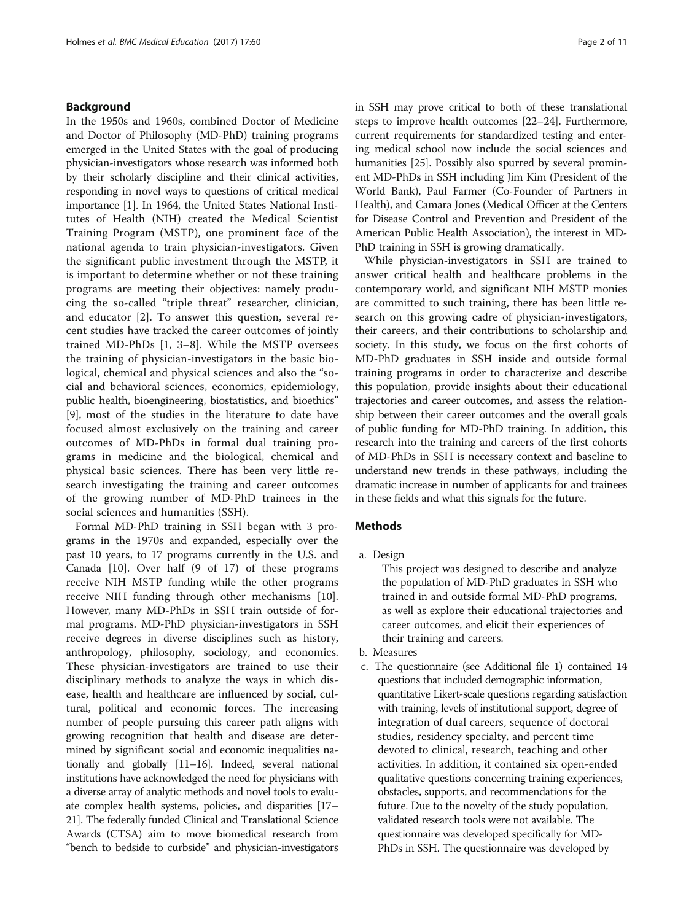## Background

In the 1950s and 1960s, combined Doctor of Medicine and Doctor of Philosophy (MD-PhD) training programs emerged in the United States with the goal of producing physician-investigators whose research was informed both by their scholarly discipline and their clinical activities, responding in novel ways to questions of critical medical importance [1]. In 1964, the United States National Institutes of Health (NIH) created the Medical Scientist Training Program (MSTP), one prominent face of the national agenda to train physician-investigators. Given the significant public investment through the MSTP, it is important to determine whether or not these training programs are meeting their objectives: namely producing the so-called "triple threat" researcher, clinician, and educator [2]. To answer this question, several recent studies have tracked the career outcomes of jointly trained MD-PhDs [1, 3–8]. While the MSTP oversees the training of physician-investigators in the basic biological, chemical and physical sciences and also the "social and behavioral sciences, economics, epidemiology, public health, bioengineering, biostatistics, and bioethics" [9], most of the studies in the literature to date have focused almost exclusively on the training and career outcomes of MD-PhDs in formal dual training programs in medicine and the biological, chemical and physical basic sciences. There has been very little research investigating the training and career outcomes of the growing number of MD-PhD trainees in the social sciences and humanities (SSH).

Formal MD-PhD training in SSH began with 3 programs in the 1970s and expanded, especially over the past 10 years, to 17 programs currently in the U.S. and Canada [10]. Over half (9 of 17) of these programs receive NIH MSTP funding while the other programs receive NIH funding through other mechanisms [10]. However, many MD-PhDs in SSH train outside of formal programs. MD-PhD physician-investigators in SSH receive degrees in diverse disciplines such as history, anthropology, philosophy, sociology, and economics. These physician-investigators are trained to use their disciplinary methods to analyze the ways in which disease, health and healthcare are influenced by social, cultural, political and economic forces. The increasing number of people pursuing this career path aligns with growing recognition that health and disease are determined by significant social and economic inequalities nationally and globally [11–16]. Indeed, several national institutions have acknowledged the need for physicians with a diverse array of analytic methods and novel tools to evaluate complex health systems, policies, and disparities [17–21]. The federally funded Clinical and Translational Science Awards (CTSA) aim to move biomedical research from "bench to bedside to curbside" and physician-investigators in SSH may prove critical to both of these translational steps to improve health outcomes [22–24]. Furthermore, current requirements for standardized testing and entering medical school now include the social sciences and humanities [25]. Possibly also spurred by several prominent MD-PhDs in SSH including Jim Kim (President of the World Bank), Paul Farmer (Co-Founder of Partners in Health), and Camara Jones (Medical Officer at the Centers for Disease Control and Prevention and President of the American Public Health Association), the interest in MD-PhD training in SSH is growing dramatically.

While physician-investigators in SSH are trained to answer critical health and healthcare problems in the contemporary world, and significant NIH MSTP monies are committed to such training, there has been little research on this growing cadre of physician-investigators, their careers, and their contributions to scholarship and society. In this study, we focus on the first cohorts of MD-PhD graduates in SSH inside and outside formal training programs in order to characterize and describe this population, provide insights about their educational trajectories and career outcomes, and assess the relationship between their career outcomes and the overall goals of public funding for MD-PhD training. In addition, this research into the training and careers of the first cohorts of MD-PhDs in SSH is necessary context and baseline to understand new trends in these pathways, including the dramatic increase in number of applicants for and trainees in these fields and what this signals for the future.

## Methods

a. Design

   This project was designed to describe and analyze the population of MD-PhD graduates in SSH who trained in and outside formal MD-PhD programs, as well as explore their educational trajectories and career outcomes, and elicit their experiences of their training and careers.

b. Measures

c. The questionnaire (see Additional file 1) contained 14 questions that included demographic information, quantitative Likert-scale questions regarding satisfaction with training, levels of institutional support, degree of integration of dual careers, sequence of doctoral studies, residency specialty, and percent time devoted to clinical, research, teaching and other activities. In addition, it contained six open-ended qualitative questions concerning training experiences, obstacles, supports, and recommendations for the future. Due to the novelty of the study population, validated research tools were not available. The questionnaire was developed specifically for MD-PhDs in SSH. The questionnaire was developed by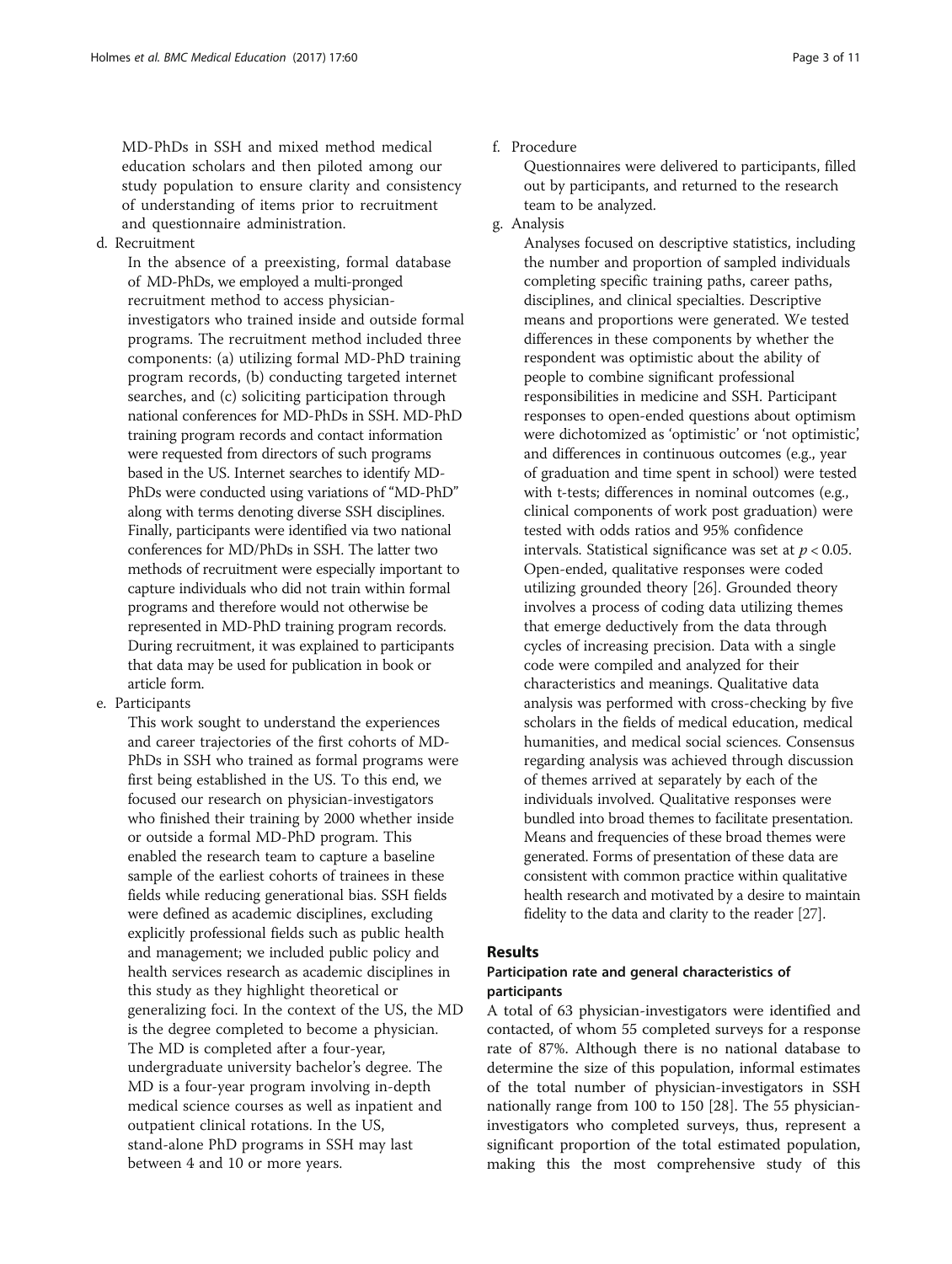MD-PhDs in SSH and mixed method medical education scholars and then piloted among our study population to ensure clarity and consistency of understanding of items prior to recruitment and questionnaire administration.

d. Recruitment

In the absence of a preexisting, formal database of MD-PhDs, we employed a multi-pronged recruitment method to access physician-investigators who trained inside and outside formal programs. The recruitment method included three components: (a) utilizing formal MD-PhD training program records, (b) conducting targeted internet searches, and (c) soliciting participation through national conferences for MD-PhDs in SSH. MD-PhD training program records and contact information were requested from directors of such programs based in the US. Internet searches to identify MD-PhDs were conducted using variations of "MD-PhD" along with terms denoting diverse SSH disciplines. Finally, participants were identified via two national conferences for MD/PhDs in SSH. The latter two methods of recruitment were especially important to capture individuals who did not train within formal programs and therefore would not otherwise be represented in MD-PhD training program records. During recruitment, it was explained to participants that data may be used for publication in book or article form.

e. Participants

This work sought to understand the experiences and career trajectories of the first cohorts of MD-PhDs in SSH who trained as formal programs were first being established in the US. To this end, we focused our research on physician-investigators who finished their training by 2000 whether inside or outside a formal MD-PhD program. This enabled the research team to capture a baseline sample of the earliest cohorts of trainees in these fields while reducing generational bias. SSH fields were defined as academic disciplines, excluding explicitly professional fields such as public health and management; we included public policy and health services research as academic disciplines in this study as they highlight theoretical or generalizing foci. In the context of the US, the MD is the degree completed to become a physician. The MD is completed after a four-year, undergraduate university bachelor's degree. The MD is a four-year program involving in-depth medical science courses as well as inpatient and outpatient clinical rotations. In the US, stand-alone PhD programs in SSH may last between 4 and 10 or more years.

f. Procedure

Questionnaires were delivered to participants, filled out by participants, and returned to the research team to be analyzed.

g. Analysis

Analyses focused on descriptive statistics, including the number and proportion of sampled individuals completing specific training paths, career paths, disciplines, and clinical specialties. Descriptive means and proportions were generated. We tested differences in these components by whether the respondent was optimistic about the ability of people to combine significant professional responsibilities in medicine and SSH. Participant responses to open-ended questions about optimism were dichotomized as 'optimistic' or 'not optimistic', and differences in continuous outcomes (e.g., year of graduation and time spent in school) were tested with t-tests; differences in nominal outcomes (e.g., clinical components of work post graduation) were tested with odds ratios and 95% confidence intervals. Statistical significance was set at $p < 0.05$. Open-ended, qualitative responses were coded utilizing grounded theory [26]. Grounded theory involves a process of coding data utilizing themes that emerge deductively from the data through cycles of increasing precision. Data with a single code were compiled and analyzed for their characteristics and meanings. Qualitative data analysis was performed with cross-checking by five scholars in the fields of medical education, medical humanities, and medical social sciences. Consensus regarding analysis was achieved through discussion of themes arrived at separately by each of the individuals involved. Qualitative responses were bundled into broad themes to facilitate presentation. Means and frequencies of these broad themes were generated. Forms of presentation of these data are consistent with common practice within qualitative health research and motivated by a desire to maintain fidelity to the data and clarity to the reader [27].

## Results

### Participation rate and general characteristics of participants

A total of 63 physician-investigators were identified and contacted, of whom 55 completed surveys for a response rate of 87%. Although there is no national database to determine the size of this population, informal estimates of the total number of physician-investigators in SSH nationally range from 100 to 150 [28]. The 55 physician-investigators who completed surveys, thus, represent a significant proportion of the total estimated population, making this the most comprehensive study of this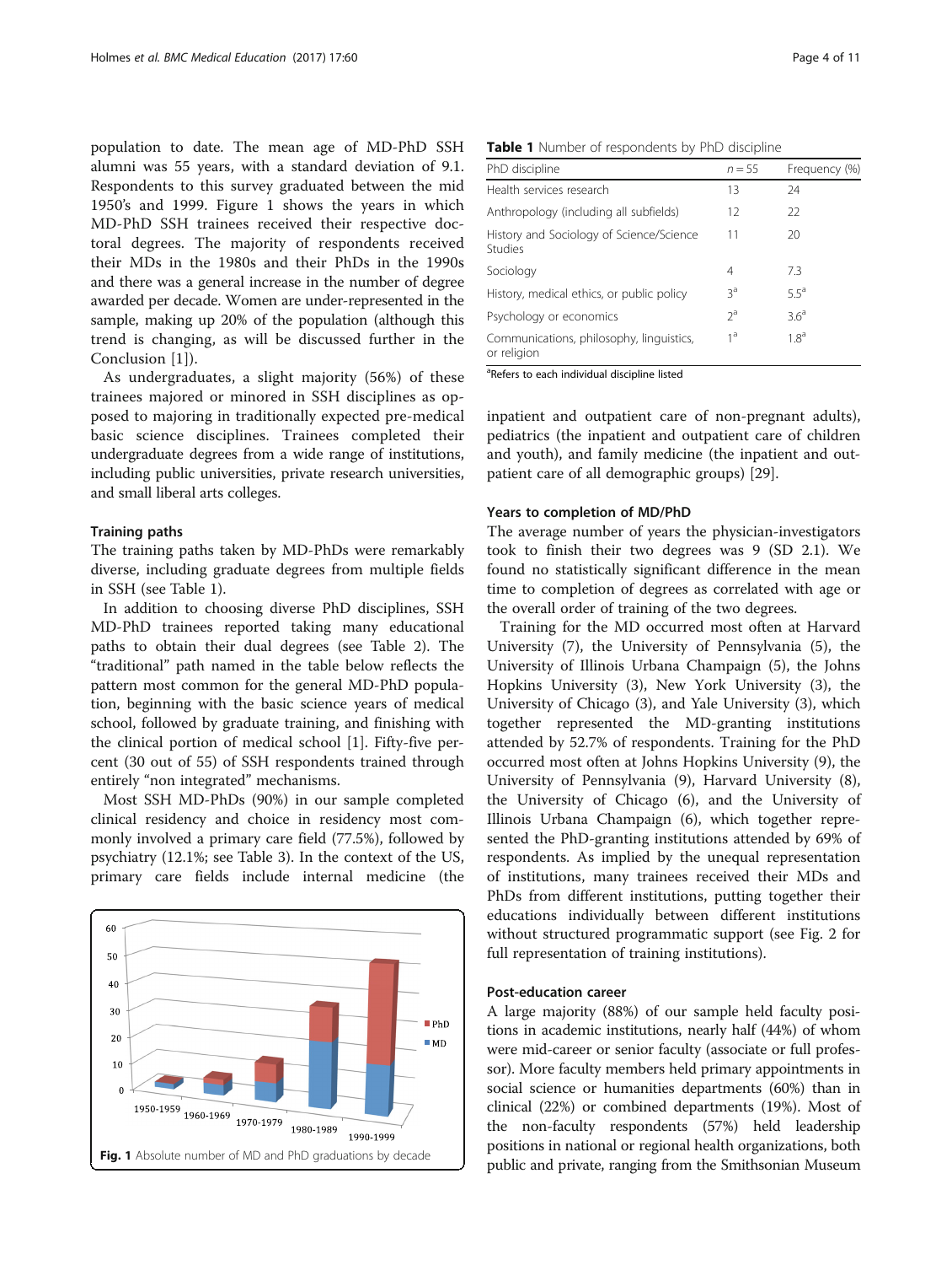population to date. The mean age of MD-PhD SSH alumni was 55 years, with a standard deviation of 9.1. Respondents to this survey graduated between the mid 1950's and 1999. Figure 1 shows the years in which MD-PhD SSH trainees received their respective doctoral degrees. The majority of respondents received their MDs in the 1980s and their PhDs in the 1990s and there was a general increase in the number of degree awarded per decade. Women are under-represented in the sample, making up 20% of the population (although this trend is changing, as will be discussed further in the Conclusion [1]).

As undergraduates, a slight majority (56%) of these trainees majored or minored in SSH disciplines as opposed to majoring in traditionally expected pre-medical basic science disciplines. Trainees completed their undergraduate degrees from a wide range of institutions, including public universities, private research universities, and small liberal arts colleges.

#### Training paths

The training paths taken by MD-PhDs were remarkably diverse, including graduate degrees from multiple fields in SSH (see Table 1).

In addition to choosing diverse PhD disciplines, SSH MD-PhD trainees reported taking many educational paths to obtain their dual degrees (see Table 2). The "traditional" path named in the table below reflects the pattern most common for the general MD-PhD population, beginning with the basic science years of medical school, followed by graduate training, and finishing with the clinical portion of medical school [1]. Fifty-five percent (30 out of 55) of SSH respondents trained through entirely "non integrated" mechanisms.

Most SSH MD-PhDs (90%) in our sample completed clinical residency and choice in residency most commonly involved a primary care field (77.5%), followed by psychiatry (12.1%; see Table 3). In the context of the US, primary care fields include internal medicine (the inpatient and outpatient care of non-pregnant adults), pediatrics (the inpatient and outpatient care of children and youth), and family medicine (the inpatient and outpatient care of all demographic groups) [29].

**Table 1** Number of respondents by PhD discipline

| PhD discipline | $n = 55$ | Frequency (%) |
|---|---|---|
| Health services research | 13 | 24 |
| Anthropology (including all subfields) | 12 | 22 |
| History and Sociology of Science/Science Studies | 11 | 20 |
| Sociology | 4 | 7.3 |
| History, medical ethics, or public policy | 3[a] | 5.5[a] |
| Psychology or economics | 2[a] | 3.6[a] |
| Communications, philosophy, linguistics, or religion | 1[a] | 1.8[a] |

[a]Refers to each individual discipline listed

60
50
40
30
20
10
0
1950-1959
1960-1969
1970-1979
1980-1989
1990-1999
PhD
MD

**Fig. 1** Absolute number of MD and PhD graduations by decade

#### Years to completion of MD/PhD

The average number of years the physician-investigators took to finish their two degrees was 9 (SD 2.1). We found no statistically significant difference in the mean time to completion of degrees as correlated with age or the overall order of training of the two degrees.

Training for the MD occurred most often at Harvard University (7), the University of Pennsylvania (5), the University of Illinois Urbana Champaign (5), the Johns Hopkins University (3), New York University (3), the University of Chicago (3), and Yale University (3), which together represented the MD-granting institutions attended by 52.7% of respondents. Training for the PhD occurred most often at Johns Hopkins University (9), the University of Pennsylvania (9), Harvard University (8), the University of Chicago (6), and the University of Illinois Urbana Champaign (6), which together represented the PhD-granting institutions attended by 69% of respondents. As implied by the unequal representation of institutions, many trainees received their MDs and PhDs from different institutions, putting together their educations individually between different institutions without structured programmatic support (see Fig. 2 for full representation of training institutions).

#### Post-education career

A large majority (88%) of our sample held faculty positions in academic institutions, nearly half (44%) of whom were mid-career or senior faculty (associate or full professor). More faculty members held primary appointments in social science or humanities departments (60%) than in clinical (22%) or combined departments (19%). Most of the non-faculty respondents (57%) held leadership positions in national or regional health organizations, both public and private, ranging from the Smithsonian Museum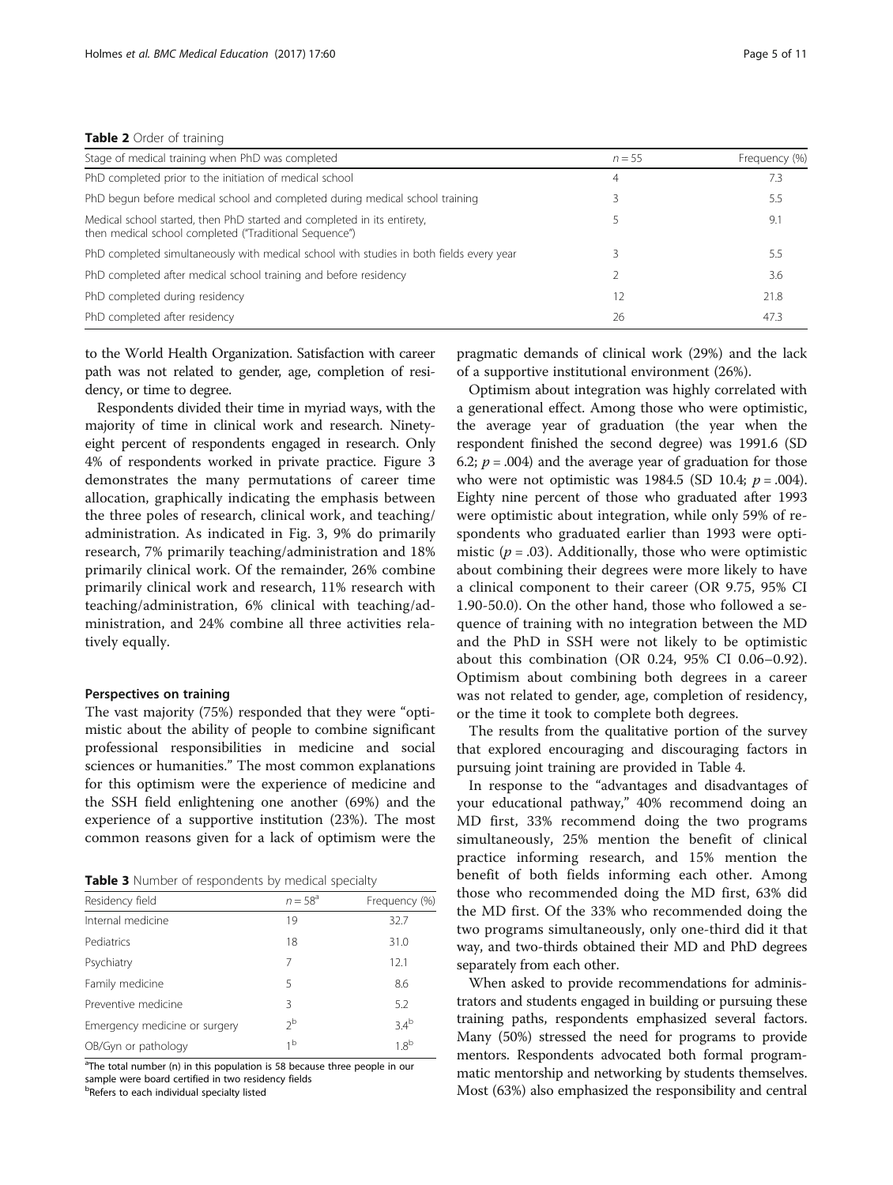**Table 2** Order of training

| Stage of medical training when PhD was completed | $n = 55$ | Frequency (%) |
| --- | --- | --- |
| PhD completed prior to the initiation of medical school | 4 | 7.3 |
| PhD begun before medical school and completed during medical school training | 3 | 5.5 |
| Medical school started, then PhD started and completed in its entirety, then medical school completed ("Traditional Sequence") | 5 | 9.1 |
| PhD completed simultaneously with medical school with studies in both fields every year | 3 | 5.5 |
| PhD completed after medical school training and before residency | 2 | 3.6 |
| PhD completed during residency | 12 | 21.8 |
| PhD completed after residency | 26 | 47.3 |

to the World Health Organization. Satisfaction with career path was not related to gender, age, completion of residency, or time to degree.

Respondents divided their time in myriad ways, with the majority of time in clinical work and research. Ninety-eight percent of respondents engaged in research. Only 4% of respondents worked in private practice. Figure 3 demonstrates the many permutations of career time allocation, graphically indicating the emphasis between the three poles of research, clinical work, and teaching/administration. As indicated in Fig. 3, 9% do primarily research, 7% primarily teaching/administration and 18% primarily clinical work. Of the remainder, 26% combine primarily clinical work and research, 11% research with teaching/administration, 6% clinical with teaching/administration, and 24% combine all three activities relatively equally.

#### Perspectives on training

The vast majority (75%) responded that they were "optimistic about the ability of people to combine significant professional responsibilities in medicine and social sciences or humanities." The most common explanations for this optimism were the experience of medicine and the SSH field enlightening one another (69%) and the experience of a supportive institution (23%). The most common reasons given for a lack of optimism were the pragmatic demands of clinical work (29%) and the lack of a supportive institutional environment (26%).

Optimism about integration was highly correlated with a generational effect. Among those who were optimistic, the average year of graduation (the year when the respondent finished the second degree) was 1991.6 (SD 6.2; $p = .004$) and the average year of graduation for those who were not optimistic was 1984.5 (SD 10.4; $p = .004$). Eighty nine percent of those who graduated after 1993 were optimistic about integration, while only 59% of respondents who graduated earlier than 1993 were optimistic ($p = .03$). Additionally, those who were optimistic about combining their degrees were more likely to have a clinical component to their career (OR 9.75, 95% CI 1.90-50.0). On the other hand, those who followed a sequence of training with no integration between the MD and the PhD in SSH were not likely to be optimistic about this combination (OR 0.24, 95% CI 0.06–0.92). Optimism about combining both degrees in a career was not related to gender, age, completion of residency, or the time it took to complete both degrees.

The results from the qualitative portion of the survey that explored encouraging and discouraging factors in pursuing joint training are provided in Table 4.

In response to the "advantages and disadvantages of your educational pathway," 40% recommend doing an MD first, 33% recommend doing the two programs simultaneously, 25% mention the benefit of clinical practice informing research, and 15% mention the benefit of both fields informing each other. Among those who recommended doing the MD first, 63% did the MD first. Of the 33% who recommended doing the two programs simultaneously, only one-third did it that way, and two-thirds obtained their MD and PhD degrees separately from each other.

When asked to provide recommendations for administrators and students engaged in building or pursuing these training paths, respondents emphasized several factors. Many (50%) stressed the need for programs to provide mentors. Respondents advocated both formal programmatic mentorship and networking by students themselves. Most (63%) also emphasized the responsibility and central

**Table 3** Number of respondents by medical specialty

| Residency field | $n = 58$[a] | Frequency (%) |
| --- | --- | --- |
| Internal medicine | 19 | 32.7 |
| Pediatrics | 18 | 31.0 |
| Psychiatry | 7 | 12.1 |
| Family medicine | 5 | 8.6 |
| Preventive medicine | 3 | 5.2 |
| Emergency medicine or surgery | 2[b] | 3.4[b] |
| OB/Gyn or pathology | 1[b] | 1.8[b] |

[a]The total number (n) in this population is 58 because three people in our sample were board certified in two residency fields
[b]Refers to each individual specialty listed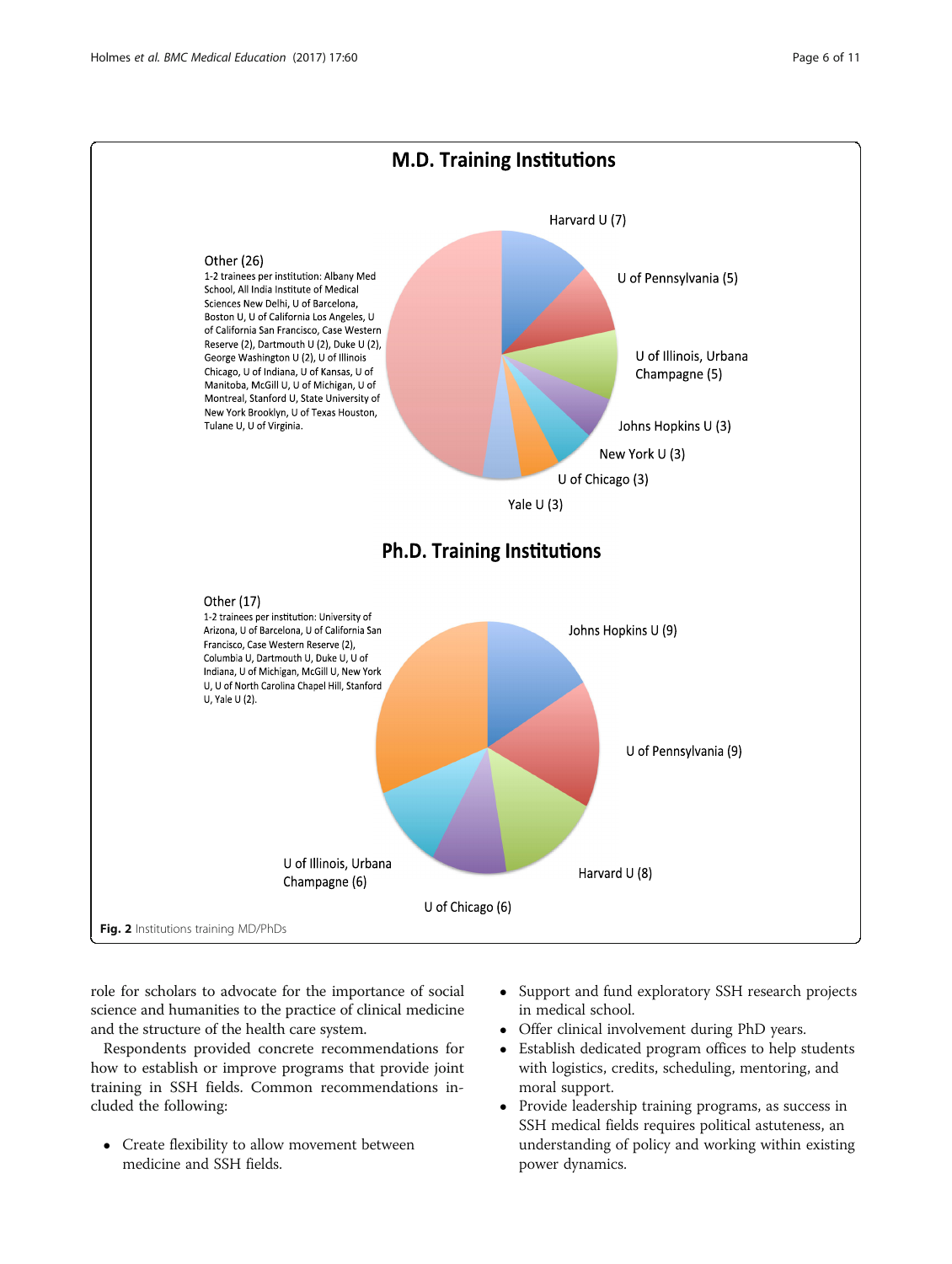**M.D. Training Institutions**

Harvard U (7)

U of Pennsylvania (5)

U of Illinois, Urbana Champagne (5)

Johns Hopkins U (3)

New York U (3)

U of Chicago (3)

Yale U (3)

Other (26)

1-2 trainees per institution: Albany Med School, All India Institute of Medical Sciences New Delhi, U of Barcelona, Boston U, U of California Los Angeles, U of California San Francisco, Case Western Reserve (2), Dartmouth U (2), Duke U (2), George Washington U (2), U of Illinois Chicago, U of Indiana, U of Kansas, U of Manitoba, McGill U, U of Michigan, U of Montreal, Stanford U, State University of New York Brooklyn, U of Texas Houston, Tulane U, U of Virginia.

**Ph.D. Training Institutions**

Johns Hopkins U (9)

U of Pennsylvania (9)

Harvard U (8)

U of Chicago (6)

U of Illinois, Urbana Champagne (6)

Other (17)

1-2 trainees per institution: University of Arizona, U of Barcelona, U of California San Francisco, Case Western Reserve (2), Columbia U, Dartmouth U, Duke U, U of Indiana, U of Michigan, McGill U, New York U, U of North Carolina Chapel Hill, Stanford U, Yale U (2).

**Fig. 2** Institutions training MD/PhDs

role for scholars to advocate for the importance of social science and humanities to the practice of clinical medicine and the structure of the health care system.

Respondents provided concrete recommendations for how to establish or improve programs that provide joint training in SSH fields. Common recommendations included the following:

- Create flexibility to allow movement between medicine and SSH fields.
- Support and fund exploratory SSH research projects in medical school.
- Offer clinical involvement during PhD years.
- Establish dedicated program offices to help students with logistics, credits, scheduling, mentoring, and moral support.
- Provide leadership training programs, as success in SSH medical fields requires political astuteness, an understanding of policy and working within existing power dynamics.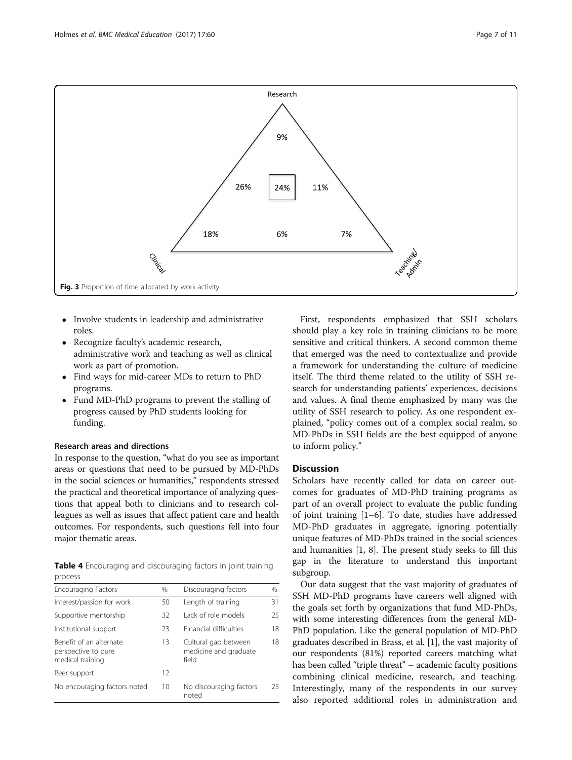Research

9%

26%

24%

11%

18%

6%

7%

Clinical

Teaching/ Admin

**Fig. 3** Proportion of time allocated by work activity

- Involve students in leadership and administrative roles.
- Recognize faculty's academic research, administrative work and teaching as well as clinical work as part of promotion.
- Find ways for mid-career MDs to return to PhD programs.
- Fund MD-PhD programs to prevent the stalling of progress caused by PhD students looking for funding.

### Research areas and directions

In response to the question, "what do you see as important areas or questions that need to be pursued by MD-PhDs in the social sciences or humanities," respondents stressed the practical and theoretical importance of analyzing questions that appeal both to clinicians and to research colleagues as well as issues that affect patient care and health outcomes. For respondents, such questions fell into four major thematic areas.

**Table 4** Encouraging and discouraging factors in joint training process

| Encouraging Factors | % | Discouraging factors | % |
|---|---|---|---|
| Interest/passion for work | 50 | Length of training | 31 |
| Supportive mentorship | 32 | Lack of role models | 25 |
| Institutional support | 23 | Financial difficulties | 18 |
| Benefit of an alternate perspective to pure medical training | 13 | Cultural gap between medicine and graduate field | 18 |
| Peer support | 12 | | |
| No encouraging factors noted | 10 | No discouraging factors noted | 25 |

First, respondents emphasized that SSH scholars should play a key role in training clinicians to be more sensitive and critical thinkers. A second common theme that emerged was the need to contextualize and provide a framework for understanding the culture of medicine itself. The third theme related to the utility of SSH research for understanding patients' experiences, decisions and values. A final theme emphasized by many was the utility of SSH research to policy. As one respondent explained, "policy comes out of a complex social realm, so MD-PhDs in SSH fields are the best equipped of anyone to inform policy."

## Discussion

Scholars have recently called for data on career outcomes for graduates of MD-PhD training programs as part of an overall project to evaluate the public funding of joint training [1–6]. To date, studies have addressed MD-PhD graduates in aggregate, ignoring potentially unique features of MD-PhDs trained in the social sciences and humanities [1, 8]. The present study seeks to fill this gap in the literature to understand this important subgroup.

Our data suggest that the vast majority of graduates of SSH MD-PhD programs have careers well aligned with the goals set forth by organizations that fund MD-PhDs, with some interesting differences from the general MD-PhD population. Like the general population of MD-PhD graduates described in Brass, et al. [1], the vast majority of our respondents (81%) reported careers matching what has been called "triple threat" – academic faculty positions combining clinical medicine, research, and teaching. Interestingly, many of the respondents in our survey also reported additional roles in administration and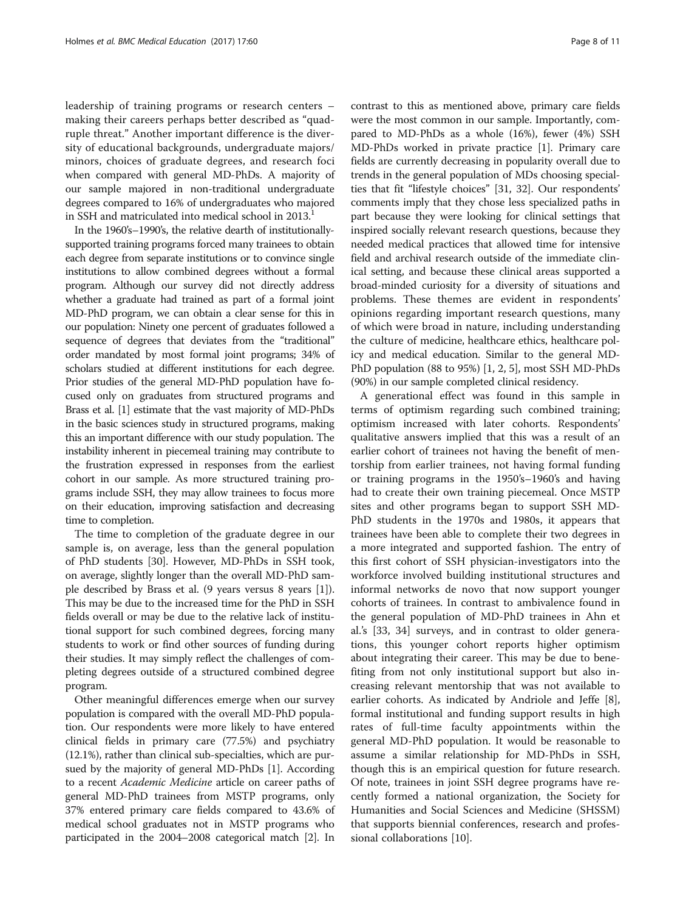leadership of training programs or research centers – making their careers perhaps better described as "quadruple threat." Another important difference is the diversity of educational backgrounds, undergraduate majors/minors, choices of graduate degrees, and research foci when compared with general MD-PhDs. A majority of our sample majored in non-traditional undergraduate degrees compared to 16% of undergraduates who majored in SSH and matriculated into medical school in 2013.[1]

In the 1960's–1990's, the relative dearth of institutionally-supported training programs forced many trainees to obtain each degree from separate institutions or to convince single institutions to allow combined degrees without a formal program. Although our survey did not directly address whether a graduate had trained as part of a formal joint MD-PhD program, we can obtain a clear sense for this in our population: Ninety one percent of graduates followed a sequence of degrees that deviates from the "traditional" order mandated by most formal joint programs; 34% of scholars studied at different institutions for each degree. Prior studies of the general MD-PhD population have focused only on graduates from structured programs and Brass et al. [1] estimate that the vast majority of MD-PhDs in the basic sciences study in structured programs, making this an important difference with our study population. The instability inherent in piecemeal training may contribute to the frustration expressed in responses from the earliest cohort in our sample. As more structured training programs include SSH, they may allow trainees to focus more on their education, improving satisfaction and decreasing time to completion.

The time to completion of the graduate degree in our sample is, on average, less than the general population of PhD students [30]. However, MD-PhDs in SSH took, on average, slightly longer than the overall MD-PhD sample described by Brass et al. (9 years versus 8 years [1]). This may be due to the increased time for the PhD in SSH fields overall or may be due to the relative lack of institutional support for such combined degrees, forcing many students to work or find other sources of funding during their studies. It may simply reflect the challenges of completing degrees outside of a structured combined degree program.

Other meaningful differences emerge when our survey population is compared with the overall MD-PhD population. Our respondents were more likely to have entered clinical fields in primary care (77.5%) and psychiatry (12.1%), rather than clinical sub-specialties, which are pursued by the majority of general MD-PhDs [1]. According to a recent *Academic Medicine* article on career paths of general MD-PhD trainees from MSTP programs, only 37% entered primary care fields compared to 43.6% of medical school graduates not in MSTP programs who participated in the 2004–2008 categorical match [2]. In contrast to this as mentioned above, primary care fields were the most common in our sample. Importantly, compared to MD-PhDs as a whole (16%), fewer (4%) SSH MD-PhDs worked in private practice [1]. Primary care fields are currently decreasing in popularity overall due to trends in the general population of MDs choosing specialties that fit "lifestyle choices" [31, 32]. Our respondents' comments imply that they chose less specialized paths in part because they were looking for clinical settings that inspired socially relevant research questions, because they needed medical practices that allowed time for intensive field and archival research outside of the immediate clinical setting, and because these clinical areas supported a broad-minded curiosity for a diversity of situations and problems. These themes are evident in respondents' opinions regarding important research questions, many of which were broad in nature, including understanding the culture of medicine, healthcare ethics, healthcare policy and medical education. Similar to the general MD-PhD population (88 to 95%) [1, 2, 5], most SSH MD-PhDs (90%) in our sample completed clinical residency.

A generational effect was found in this sample in terms of optimism regarding such combined training; optimism increased with later cohorts. Respondents' qualitative answers implied that this was a result of an earlier cohort of trainees not having the benefit of mentorship from earlier trainees, not having formal funding or training programs in the 1950's–1960's and having had to create their own training piecemeal. Once MSTP sites and other programs began to support SSH MD-PhD students in the 1970s and 1980s, it appears that trainees have been able to complete their two degrees in a more integrated and supported fashion. The entry of this first cohort of SSH physician-investigators into the workforce involved building institutional structures and informal networks de novo that now support younger cohorts of trainees. In contrast to ambivalence found in the general population of MD-PhD trainees in Ahn et al.'s [33, 34] surveys, and in contrast to older generations, this younger cohort reports higher optimism about integrating their career. This may be due to benefiting from not only institutional support but also increasing relevant mentorship that was not available to earlier cohorts. As indicated by Andriole and Jeffe [8], formal institutional and funding support results in high rates of full-time faculty appointments within the general MD-PhD population. It would be reasonable to assume a similar relationship for MD-PhDs in SSH, though this is an empirical question for future research. Of note, trainees in joint SSH degree programs have recently formed a national organization, the Society for Humanities and Social Sciences and Medicine (SHSSM) that supports biennial conferences, research and professional collaborations [10].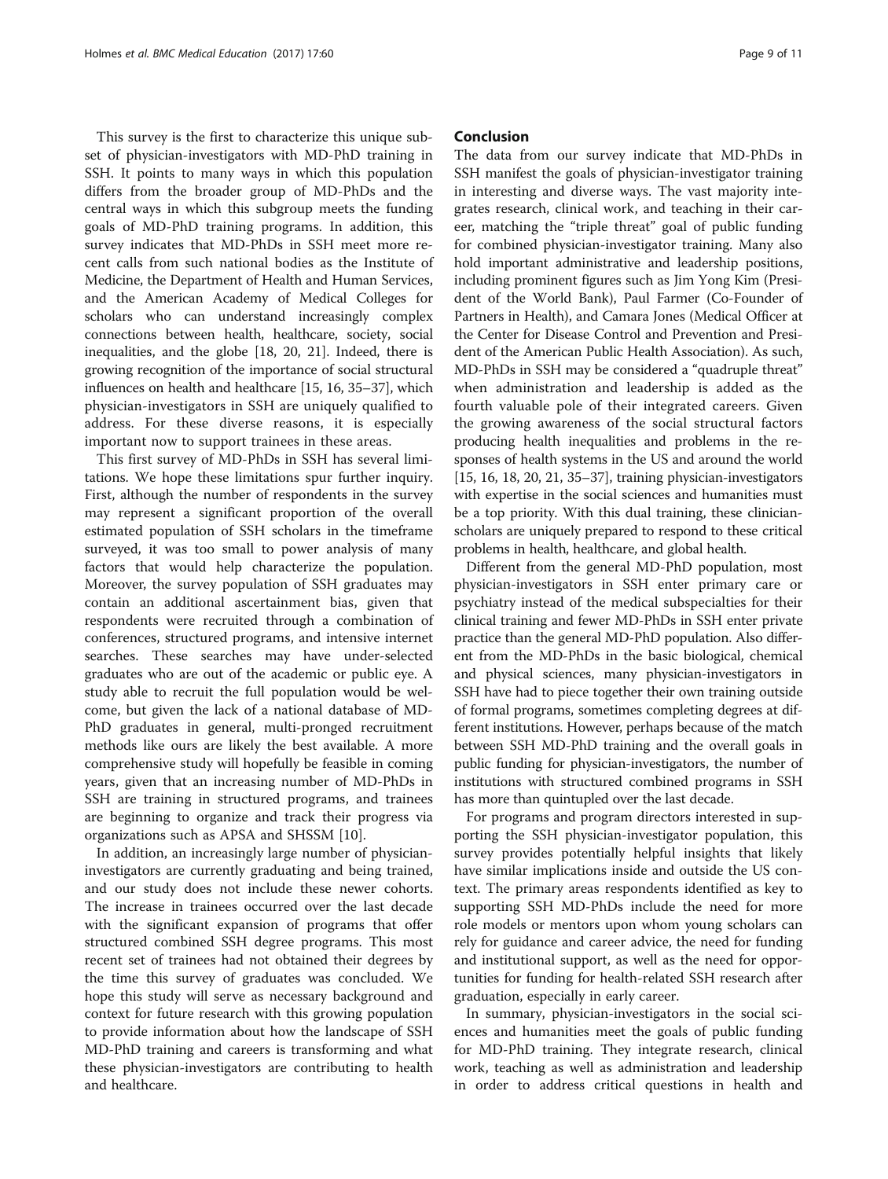This survey is the first to characterize this unique subset of physician-investigators with MD-PhD training in SSH. It points to many ways in which this population differs from the broader group of MD-PhDs and the central ways in which this subgroup meets the funding goals of MD-PhD training programs. In addition, this survey indicates that MD-PhDs in SSH meet more recent calls from such national bodies as the Institute of Medicine, the Department of Health and Human Services, and the American Academy of Medical Colleges for scholars who can understand increasingly complex connections between health, healthcare, society, social inequalities, and the globe [18, 20, 21]. Indeed, there is growing recognition of the importance of social structural influences on health and healthcare [15, 16, 35–37], which physician-investigators in SSH are uniquely qualified to address. For these diverse reasons, it is especially important now to support trainees in these areas.

This first survey of MD-PhDs in SSH has several limitations. We hope these limitations spur further inquiry. First, although the number of respondents in the survey may represent a significant proportion of the overall estimated population of SSH scholars in the timeframe surveyed, it was too small to power analysis of many factors that would help characterize the population. Moreover, the survey population of SSH graduates may contain an additional ascertainment bias, given that respondents were recruited through a combination of conferences, structured programs, and intensive internet searches. These searches may have under-selected graduates who are out of the academic or public eye. A study able to recruit the full population would be welcome, but given the lack of a national database of MD-PhD graduates in general, multi-pronged recruitment methods like ours are likely the best available. A more comprehensive study will hopefully be feasible in coming years, given that an increasing number of MD-PhDs in SSH are training in structured programs, and trainees are beginning to organize and track their progress via organizations such as APSA and SHSSM [10].

In addition, an increasingly large number of physician-investigators are currently graduating and being trained, and our study does not include these newer cohorts. The increase in trainees occurred over the last decade with the significant expansion of programs that offer structured combined SSH degree programs. This most recent set of trainees had not obtained their degrees by the time this survey of graduates was concluded. We hope this study will serve as necessary background and context for future research with this growing population to provide information about how the landscape of SSH MD-PhD training and careers is transforming and what these physician-investigators are contributing to health and healthcare.

## Conclusion

The data from our survey indicate that MD-PhDs in SSH manifest the goals of physician-investigator training in interesting and diverse ways. The vast majority integrates research, clinical work, and teaching in their career, matching the "triple threat" goal of public funding for combined physician-investigator training. Many also hold important administrative and leadership positions, including prominent figures such as Jim Yong Kim (President of the World Bank), Paul Farmer (Co-Founder of Partners in Health), and Camara Jones (Medical Officer at the Center for Disease Control and Prevention and President of the American Public Health Association). As such, MD-PhDs in SSH may be considered a "quadruple threat" when administration and leadership is added as the fourth valuable pole of their integrated careers. Given the growing awareness of the social structural factors producing health inequalities and problems in the responses of health systems in the US and around the world [15, 16, 18, 20, 21, 35–37], training physician-investigators with expertise in the social sciences and humanities must be a top priority. With this dual training, these clinician-scholars are uniquely prepared to respond to these critical problems in health, healthcare, and global health.

Different from the general MD-PhD population, most physician-investigators in SSH enter primary care or psychiatry instead of the medical subspecialties for their clinical training and fewer MD-PhDs in SSH enter private practice than the general MD-PhD population. Also different from the MD-PhDs in the basic biological, chemical and physical sciences, many physician-investigators in SSH have had to piece together their own training outside of formal programs, sometimes completing degrees at different institutions. However, perhaps because of the match between SSH MD-PhD training and the overall goals in public funding for physician-investigators, the number of institutions with structured combined programs in SSH has more than quintupled over the last decade.

For programs and program directors interested in supporting the SSH physician-investigator population, this survey provides potentially helpful insights that likely have similar implications inside and outside the US context. The primary areas respondents identified as key to supporting SSH MD-PhDs include the need for more role models or mentors upon whom young scholars can rely for guidance and career advice, the need for funding and institutional support, as well as the need for opportunities for funding for health-related SSH research after graduation, especially in early career.

In summary, physician-investigators in the social sciences and humanities meet the goals of public funding for MD-PhD training. They integrate research, clinical work, teaching as well as administration and leadership in order to address critical questions in health and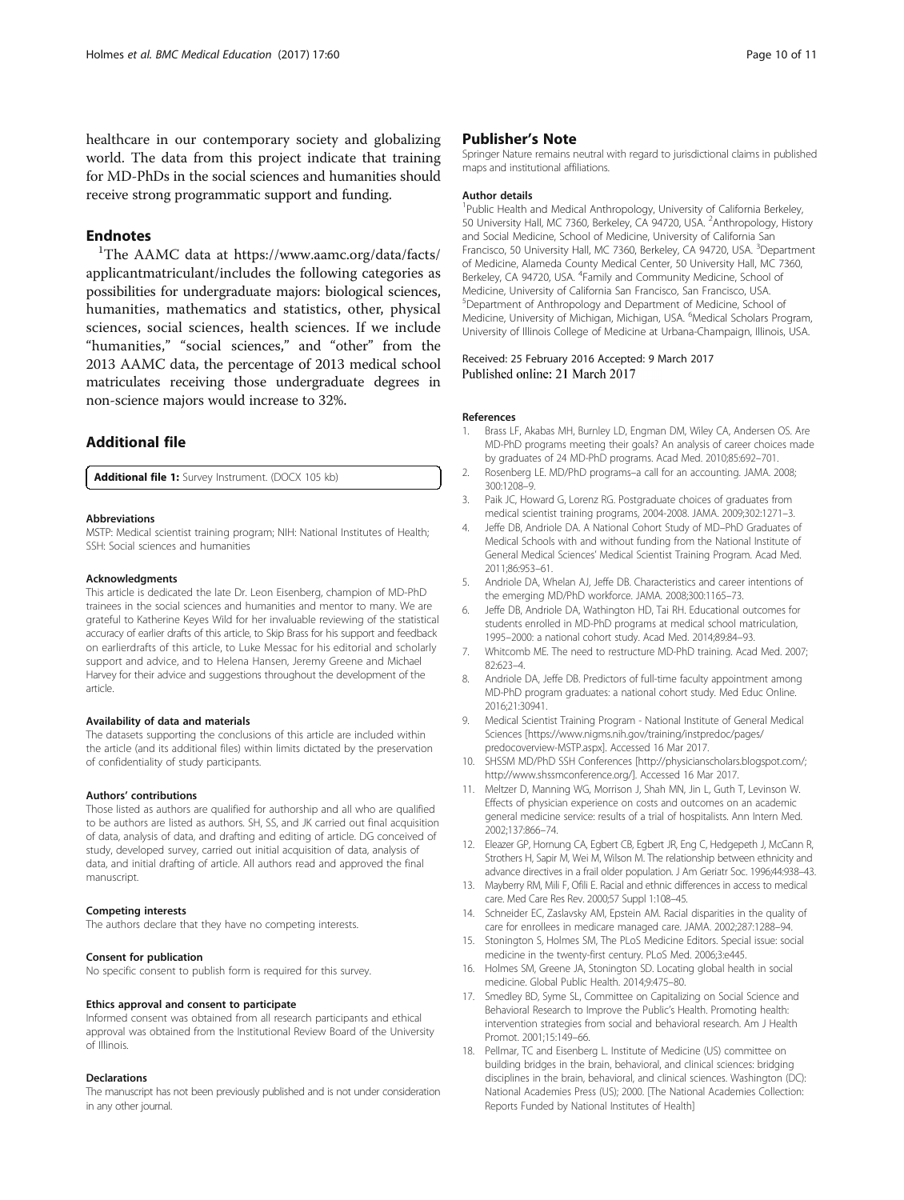healthcare in our contemporary society and globalizing world. The data from this project indicate that training for MD-PhDs in the social sciences and humanities should receive strong programmatic support and funding.

## Endnotes

[1]The AAMC data at https://www.aamc.org/data/facts/applicantmatriculant/includes the following categories as possibilities for undergraduate majors: biological sciences, humanities, mathematics and statistics, other, physical sciences, social sciences, health sciences. If we include "humanities," "social sciences," and "other" from the 2013 AAMC data, the percentage of 2013 medical school matriculates receiving those undergraduate degrees in non-science majors would increase to 32%.

## Additional file

**Additional file 1:** Survey Instrument. (DOCX 105 kb)

#### Abbreviations

MSTP: Medical scientist training program; NIH: National Institutes of Health; SSH: Social sciences and humanities

#### Acknowledgments

This article is dedicated the late Dr. Leon Eisenberg, champion of MD-PhD trainees in the social sciences and humanities and mentor to many. We are grateful to Katherine Keyes Wild for her invaluable reviewing of the statistical accuracy of earlier drafts of this article, to Skip Brass for his support and feedback on earlierdrafts of this article, to Luke Messac for his editorial and scholarly support and advice, and to Helena Hansen, Jeremy Greene and Michael Harvey for their advice and suggestions throughout the development of the article.

#### Availability of data and materials

The datasets supporting the conclusions of this article are included within the article (and its additional files) within limits dictated by the preservation of confidentiality of study participants.

#### Authors' contributions

Those listed as authors are qualified for authorship and all who are qualified to be authors are listed as authors. SH, SS, and JK carried out final acquisition of data, analysis of data, and drafting and editing of article. DG conceived of study, developed survey, carried out initial acquisition of data, analysis of data, and initial drafting of article. All authors read and approved the final manuscript.

#### Competing interests

The authors declare that they have no competing interests.

#### Consent for publication

No specific consent to publish form is required for this survey.

#### Ethics approval and consent to participate

Informed consent was obtained from all research participants and ethical approval was obtained from the Institutional Review Board of the University of Illinois.

#### Declarations

The manuscript has not been previously published and is not under consideration in any other journal.

## Publisher's Note

Springer Nature remains neutral with regard to jurisdictional claims in published maps and institutional affiliations.

#### Author details

[1]Public Health and Medical Anthropology, University of California Berkeley, 50 University Hall, MC 7360, Berkeley, CA 94720, USA. [2]Anthropology, History and Social Medicine, School of Medicine, University of California San Francisco, 50 University Hall, MC 7360, Berkeley, CA 94720, USA. [3]Department of Medicine, Alameda County Medical Center, 50 University Hall, MC 7360, Berkeley, CA 94720, USA. [4]Family and Community Medicine, School of Medicine, University of California San Francisco, San Francisco, USA. [5]Department of Anthropology and Department of Medicine, School of Medicine, University of Michigan, Michigan, USA. [6]Medical Scholars Program, University of Illinois College of Medicine at Urbana-Champaign, Illinois, USA.

Received: 25 February 2016 Accepted: 9 March 2017
Published online: 21 March 2017

#### References

1. Brass LF, Akabas MH, Burnley LD, Engman DM, Wiley CA, Andersen OS. Are MD-PhD programs meeting their goals? An analysis of career choices made by graduates of 24 MD-PhD programs. Acad Med. 2010;85:692–701.
2. Rosenberg LE. MD/PhD programs–a call for an accounting. JAMA. 2008; 300:1208–9.
3. Paik JC, Howard G, Lorenz RG. Postgraduate choices of graduates from medical scientist training programs, 2004-2008. JAMA. 2009;302:1271–3.
4. Jeffe DB, Andriole DA. A National Cohort Study of MD–PhD Graduates of Medical Schools with and without funding from the National Institute of General Medical Sciences' Medical Scientist Training Program. Acad Med. 2011;86:953–61.
5. Andriole DA, Whelan AJ, Jeffe DB. Characteristics and career intentions of the emerging MD/PhD workforce. JAMA. 2008;300:1165–73.
6. Jeffe DB, Andriole DA, Wathington HD, Tai RH. Educational outcomes for students enrolled in MD-PhD programs at medical school matriculation, 1995–2000: a national cohort study. Acad Med. 2014;89:84–93.
7. Whitcomb ME. The need to restructure MD-PhD training. Acad Med. 2007; 82:623–4.
8. Andriole DA, Jeffe DB. Predictors of full-time faculty appointment among MD-PhD program graduates: a national cohort study. Med Educ Online. 2016;21:30941.
9. Medical Scientist Training Program - National Institute of General Medical Sciences [https://www.nigms.nih.gov/training/instpredoc/pages/predocoverview-MSTP.aspx]. Accessed 16 Mar 2017.
10. SHSSM MD/PhD SSH Conferences [http://physicianscholars.blogspot.com/; http://www.shssmconference.org/]. Accessed 16 Mar 2017.
11. Meltzer D, Manning WG, Morrison J, Shah MN, Jin L, Guth T, Levinson W. Effects of physician experience on costs and outcomes on an academic general medicine service: results of a trial of hospitalists. Ann Intern Med. 2002;137:866–74.
12. Eleazer GP, Hornung CA, Egbert CB, Egbert JR, Eng C, Hedgepeth J, McCann R, Strothers H, Sapir M, Wei M, Wilson M. The relationship between ethnicity and advance directives in a frail older population. J Am Geriatr Soc. 1996;44:938–43.
13. Mayberry RM, Mili F, Ofili E. Racial and ethnic differences in access to medical care. Med Care Res Rev. 2000;57 Suppl 1:108–45.
14. Schneider EC, Zaslavsky AM, Epstein AM. Racial disparities in the quality of care for enrollees in medicare managed care. JAMA. 2002;287:1288–94.
15. Stonington S, Holmes SM, The PLoS Medicine Editors. Special issue: social medicine in the twenty-first century. PLoS Med. 2006;3:e445.
16. Holmes SM, Greene JA, Stonington SD. Locating global health in social medicine. Global Public Health. 2014;9:475–80.
17. Smedley BD, Syme SL, Committee on Capitalizing on Social Science and Behavioral Research to Improve the Public's Health. Promoting health: intervention strategies from social and behavioral research. Am J Health Promot. 2001;15:149–66.
18. Pellmar, TC and Eisenberg L. Institute of Medicine (US) committee on building bridges in the brain, behavioral, and clinical sciences: bridging disciplines in the brain, behavioral, and clinical sciences. Washington (DC): National Academies Press (US); 2000. [The National Academies Collection: Reports Funded by National Institutes of Health]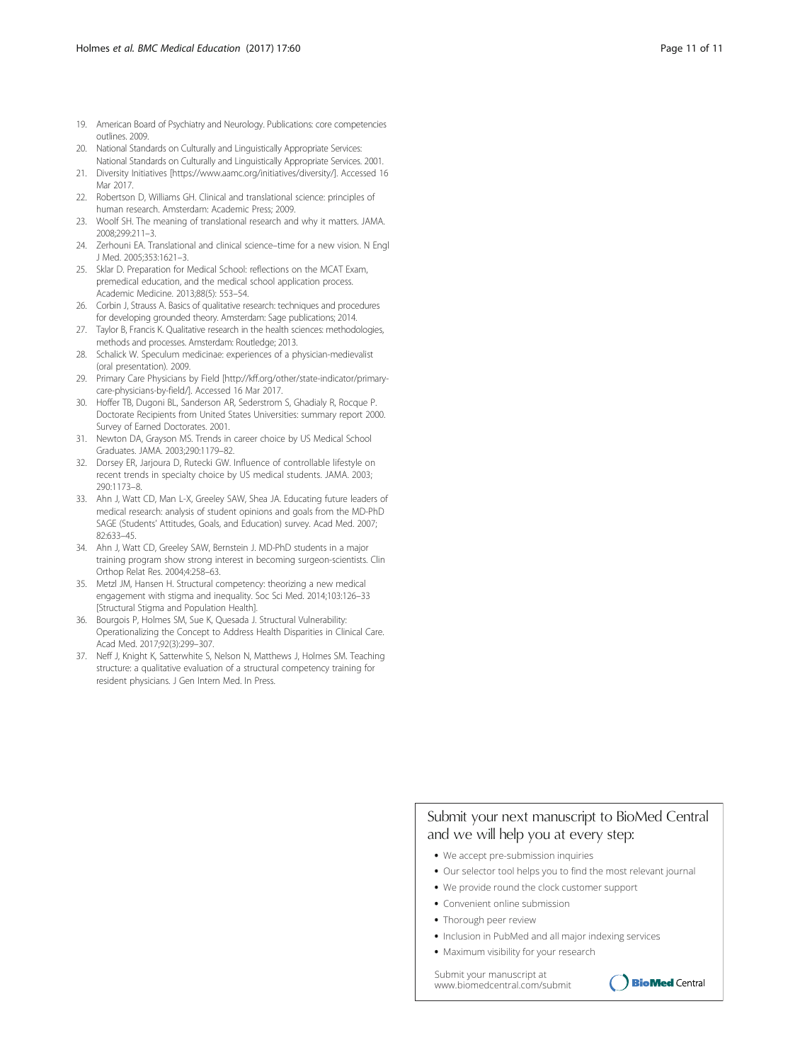19. American Board of Psychiatry and Neurology. Publications: core competencies outlines. 2009.
20. National Standards on Culturally and Linguistically Appropriate Services: National Standards on Culturally and Linguistically Appropriate Services. 2001.
21. Diversity Initiatives [https://www.aamc.org/initiatives/diversity/]. Accessed 16 Mar 2017.
22. Robertson D, Williams GH. Clinical and translational science: principles of human research. Amsterdam: Academic Press; 2009.
23. Woolf SH. The meaning of translational research and why it matters. JAMA. 2008;299:211–3.
24. Zerhouni EA. Translational and clinical science–time for a new vision. N Engl J Med. 2005;353:1621–3.
25. Sklar D. Preparation for Medical School: reflections on the MCAT Exam, premedical education, and the medical school application process. Academic Medicine. 2013;88(5): 553–54.
26. Corbin J, Strauss A. Basics of qualitative research: techniques and procedures for developing grounded theory. Amsterdam: Sage publications; 2014.
27. Taylor B, Francis K. Qualitative research in the health sciences: methodologies, methods and processes. Amsterdam: Routledge; 2013.
28. Schalick W. Speculum medicinae: experiences of a physician-medievalist (oral presentation). 2009.
29. Primary Care Physicians by Field [http://kff.org/other/state-indicator/primary-care-physicians-by-field/]. Accessed 16 Mar 2017.
30. Hoffer TB, Dugoni BL, Sanderson AR, Sederstrom S, Ghadialy R, Rocque P. Doctorate Recipients from United States Universities: summary report 2000. Survey of Earned Doctorates. 2001.
31. Newton DA, Grayson MS. Trends in career choice by US Medical School Graduates. JAMA. 2003;290:1179–82.
32. Dorsey ER, Jarjoura D, Rutecki GW. Influence of controllable lifestyle on recent trends in specialty choice by US medical students. JAMA. 2003; 290:1173–8.
33. Ahn J, Watt CD, Man L-X, Greeley SAW, Shea JA. Educating future leaders of medical research: analysis of student opinions and goals from the MD-PhD SAGE (Students' Attitudes, Goals, and Education) survey. Acad Med. 2007; 82:633–45.
34. Ahn J, Watt CD, Greeley SAW, Bernstein J. MD-PhD students in a major training program show strong interest in becoming surgeon-scientists. Clin Orthop Relat Res. 2004;4:258–63.
35. Metzl JM, Hansen H. Structural competency: theorizing a new medical engagement with stigma and inequality. Soc Sci Med. 2014;103:126–33 [Structural Stigma and Population Health].
36. Bourgois P, Holmes SM, Sue K, Quesada J. Structural Vulnerability: Operationalizing the Concept to Address Health Disparities in Clinical Care. Acad Med. 2017;92(3):299–307.
37. Neff J, Knight K, Satterwhite S, Nelson N, Matthews J, Holmes SM. Teaching structure: a qualitative evaluation of a structural competency training for resident physicians. J Gen Intern Med. In Press.

Submit your next manuscript to BioMed Central and we will help you at every step:

- We accept pre-submission inquiries
- Our selector tool helps you to find the most relevant journal
- We provide round the clock customer support
- Convenient online submission
- Thorough peer review
- Inclusion in PubMed and all major indexing services
- Maximum visibility for your research

Submit your manuscript at www.biomedcentral.com/submit

BioMed Central